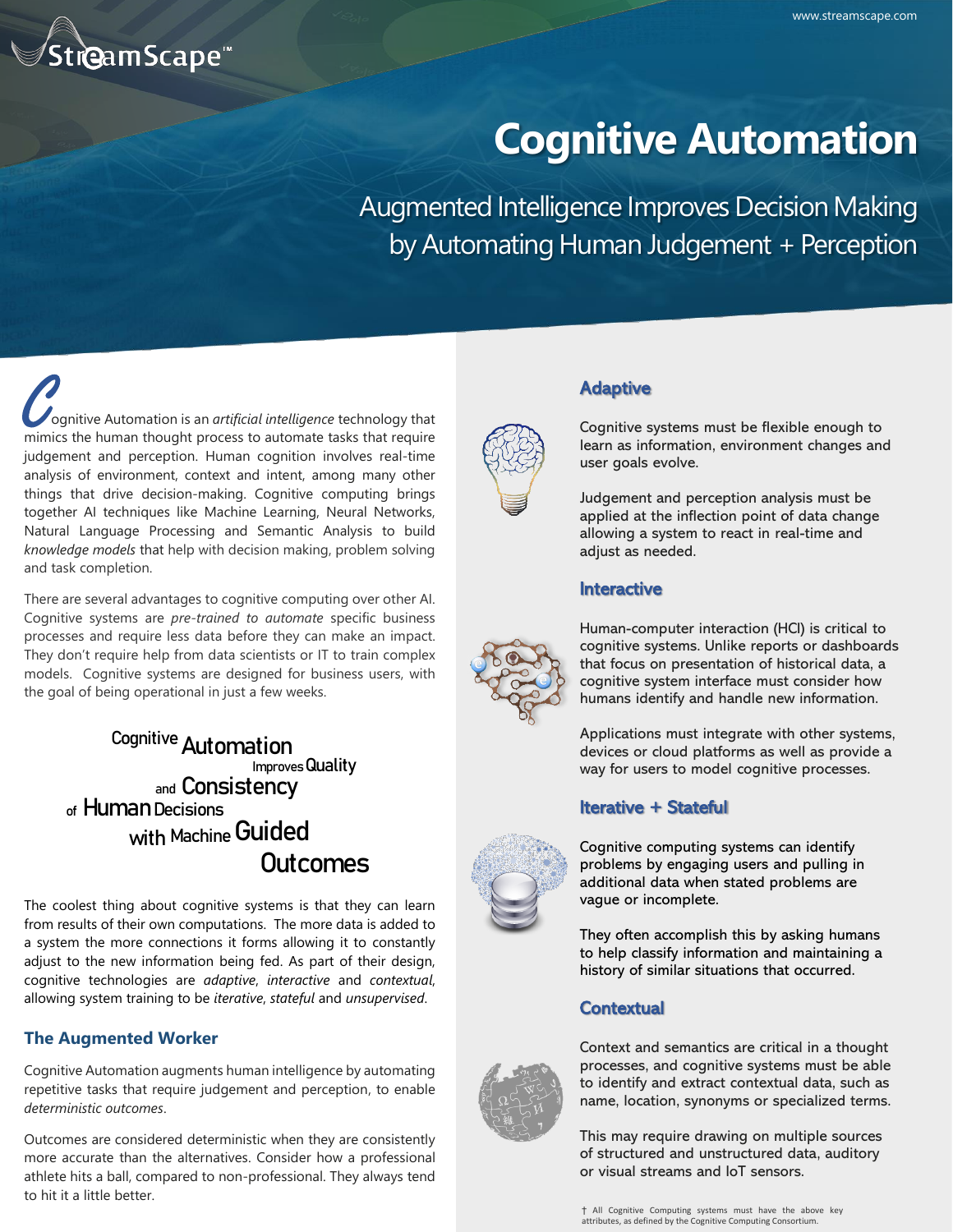# Cognitive Automation

## Augmented Intelligence Improves Decision Making by Automating Human Judgement + Perception

Cognitive Automation is an *artificial intelligence* technology that mimics the human thought process to automate tasks that require judgement and perception. Human cognition involves real-time analysis of environment, context and intent, among many other things that drive decision-making. Cognitive computing brings together AI techniques like Machine Learning, Neural Networks, Natural Language Processing and Semantic Analysis to build *knowledge models* that help with decision making, problem solving and task completion.

There are several advantages to cognitive computing over other AI. Cognitive systems are *pre-trained to automate* specific business processes and require less data before they can make an impact. They don't require help from data scientists or IT to train complex models. Cognitive systems are designed for business users, with the goal of being operational in just a few weeks.

Cognitive Automation Improves Quality and Consistency of Human Decisions with Machine Guided Outcomes

The coolest thing about cognitive systems is that they can learn from results of their own computations. The more data is added to a system the more connections it forms allowing it to constantly adjust to the new information being fed. As part of their design, cognitive technologies are *adaptive*, *interactive* and *contextual*, allowing system training to be *iterative*, *stateful* and *unsupervised*.

### The Augmented Worker

Cognitive Automation augments human intelligence by automating repetitive tasks that require judgement and perception, to enable *deterministic outcomes*.

Outcomes are considered deterministic when they are consistently more accurate than the alternatives. Consider how a professional athlete hits a ball, compared to non-professional. They always tend to hit it a little better.

### Adaptive

Cognitive systems must be flexible enough to learn as information, environment changes and user goals evolve.

Judgement and perception analysis must be applied at the inflection point of data change allowing a system to react in real-time and adjust as needed.

### Interactive

Human-computer interaction (HCI) is critical to cognitive systems. Unlike reports or dashboards that focus on presentation of historical data, a cognitive system interface must consider how humans identify and handle new information.

Applications must integrate with other systems, devices or cloud platforms as well as provide a way for users to model cognitive processes.

### Iterative + Stateful

Cognitive computing systems can identify problems by engaging users and pulling in additional data when stated problems are vague or incomplete.

They often accomplish this by asking humans to help classify information and maintaining a history of similar situations that occurred.

### Contextual

Context and semantics are critical in a thought processes, and cognitive systems must be able to identify and extract contextual data, such as name, location, synonyms or specialized terms.

This may require drawing on multiple sources of structured and unstructured data, auditory or visual streams and IoT sensors.

† All Cognitive Computing systems must have the above key attributes, as defined by the Cognitive Computing Consortium.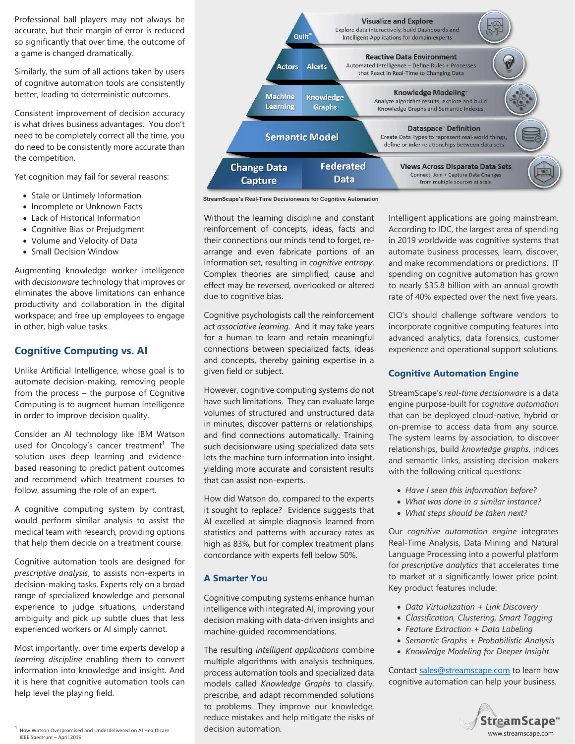Professional ball players may not always be accurate, but their margin of error is reduced so significantly that over time, the outcome of a game is changed dramatically.

Similarly, the sum of all actions taken by users of cognitive automation tools are consistently better, leading to deterministic outcomes.

Consistent improvement of decision accuracy is what drives business advantages. You don't need to be completely correct all the time, you do need to be consistently more accurate than the competition.

Yet cognition may fail for several reasons:

- Stale or Untimely Information
- Incomplete or Unknown Facts
- Lack of Historical Information
- Cognitive Bias or Prejudgment
- Volume and Velocity of Data
- Small Decision Window

Augmenting knowledge worker intelligence with *decisionware* technology that improves or eliminates the above limitations can enhance productivity and collaboration in the digital workspace; and free up employees to engage in other, high value tasks.

## Cognitive Computing vs. AI

Unlike Artificial Intelligence, whose goal is to automate decision-making, removing people from the process – the purpose of Cognitive Computing is to augment human intelligence in order to improve decision quality.

Consider an AI technology like IBM Watson used for Oncology's cancer treatment[1]. The solution uses deep learning and evidence-based reasoning to predict patient outcomes and recommend which treatment courses to follow, assuming the role of an expert.

A cognitive computing system by contrast, would perform similar analysis to assist the medical team with research, providing options that help them decide on a treatment course.

Cognitive automation tools are designed for *prescriptive analysis*, to assists non-experts in decision-making tasks. Experts rely on a broad range of specialized knowledge and personal experience to judge situations, understand ambiguity and pick up subtle clues that less experienced workers or AI simply cannot.

Most importantly, over time experts develop a *learning discipline* enabling them to convert information into knowledge and insight. And it is here that cognitive automation tools can help level the playing field.

Quilt™

Visualize and Explore
Explore data interactively, build Dashboards and Intelligent Applications for domain experts

Actors | Alerts

Reactive Data Environment
Automated Intelligence – Define Rules + Processes that React in Real-Time to Changing Data

Machine Learning | Knowledge Graphs

Knowledge Modeling™
Analyze algorithm results, explore and build Knowledge Graphs and Semantic Indexes

Semantic Model

Dataspace™ Definition
Create Data Types to represent real-world things, define or infer relationships between data sets

Change Data Capture | Federated Data

Views Across Disparate Data Sets
Connect, Join + Capture Data Changes from multiple sources at scale

StreamScape's Real-Time Decisionware for Cognitive Automation

Without the learning discipline and constant reinforcement of concepts, ideas, facts and their connections our minds tend to forget, re-arrange and even fabricate portions of an information set, resulting in *cognitive entropy*. Complex theories are simplified, cause and effect may be reversed, overlooked or altered due to cognitive bias.

Cognitive psychologists call the reinforcement act *associative learning*. And it may take years for a human to learn and retain meaningful connections between specialized facts, ideas and concepts, thereby gaining expertise in a given field or subject.

However, cognitive computing systems do not have such limitations. They can evaluate large volumes of structured and unstructured data in minutes, discover patterns or relationships, and find connections automatically. Training such decisionware using specialized data sets lets the machine turn information into insight, yielding more accurate and consistent results that can assist non-experts.

How did Watson do, compared to the experts it sought to replace? Evidence suggests that AI excelled at simple diagnosis learned from statistics and patterns with accuracy rates as high as 83%, but for complex treatment plans concordance with experts fell below 50%.

## A Smarter You

Cognitive computing systems enhance human intelligence with integrated AI, improving your decision making with data-driven insights and machine-guided recommendations.

The resulting *intelligent applications* combine multiple algorithms with analysis techniques, process automation tools and specialized data models called *Knowledge Graphs* to classify, prescribe, and adapt recommended solutions to problems. They improve our knowledge, reduce mistakes and help mitigate the risks of decision automation.

Intelligent applications are going mainstream. According to IDC, the largest area of spending in 2019 worldwide was cognitive systems that automate business processes, learn, discover, and make recommendations or predictions. IT spending on cognitive automation has grown to nearly $35.8 billion with an annual growth rate of 40% expected over the next five years.

CIO's should challenge software vendors to incorporate cognitive computing features into advanced analytics, data forensics, customer experience and operational support solutions.

## Cognitive Automation Engine

StreamScape's *real-time decisionware* is a data engine purpose-built for *cognitive automation* that can be deployed cloud-native, hybrid or on-premise to access data from any source. The system learns by association, to discover relationships, build *knowledge graphs*, indices and semantic links, assisting decision makers with the following critical questions:

- *Have I seen this information before?*
- *What was done in a similar instance?*
- *What steps should be taken next?*

Our *cognitive automation engine* integrates Real-Time Analysis, Data Mining and Natural Language Processing into a powerful platform for *prescriptive analytics* that accelerates time to market at a significantly lower price point. Key product features include:

- *Data Virtualization + Link Discovery*
- *Classification, Clustering, Smart Tagging*
- *Feature Extraction + Data Labeling*
- *Semantic Graphs + Probabilistic Analysis*
- *Knowledge Modeling for Deeper Insight*

Contact sales@streamscape.com to learn how cognitive automation can help your business.

StreamScape™
www.streamscape.com

[1] How Watson Overpromised and Underdelivered on AI Healthcare
IEEE Spectrum – April 2019